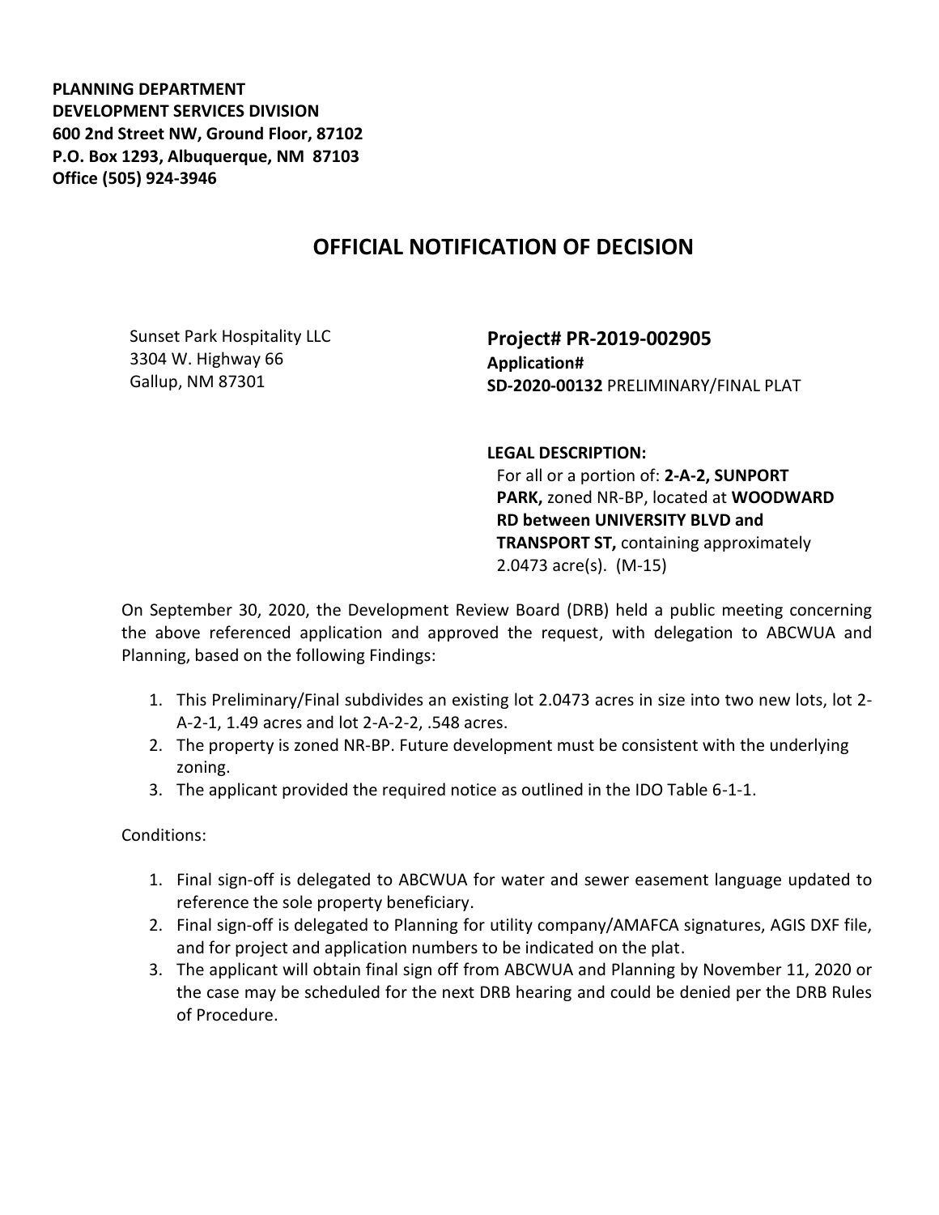**PLANNING DEPARTMENT**
**DEVELOPMENT SERVICES DIVISION**
**600 2nd Street NW, Ground Floor, 87102**
**P.O. Box 1293, Albuquerque, NM 87103**
**Office (505) 924-3946**

# OFFICIAL NOTIFICATION OF DECISION

Sunset Park Hospitality LLC
3304 W. Highway 66
Gallup, NM 87301

**Project# PR-2019-002905**
**Application#**
**SD-2020-00132** PRELIMINARY/FINAL PLAT

**LEGAL DESCRIPTION:**
For all or a portion of: **2-A-2, SUNPORT PARK,** zoned NR-BP, located at **WOODWARD RD between UNIVERSITY BLVD and TRANSPORT ST,** containing approximately 2.0473 acre(s). (M-15)

On September 30, 2020, the Development Review Board (DRB) held a public meeting concerning the above referenced application and approved the request, with delegation to ABCWUA and Planning, based on the following Findings:

1. This Preliminary/Final subdivides an existing lot 2.0473 acres in size into two new lots, lot 2-A-2-1, 1.49 acres and lot 2-A-2-2, .548 acres.
2. The property is zoned NR-BP. Future development must be consistent with the underlying zoning.
3. The applicant provided the required notice as outlined in the IDO Table 6-1-1.

Conditions:

1. Final sign-off is delegated to ABCWUA for water and sewer easement language updated to reference the sole property beneficiary.
2. Final sign-off is delegated to Planning for utility company/AMAFCA signatures, AGIS DXF file, and for project and application numbers to be indicated on the plat.
3. The applicant will obtain final sign off from ABCWUA and Planning by November 11, 2020 or the case may be scheduled for the next DRB hearing and could be denied per the DRB Rules of Procedure.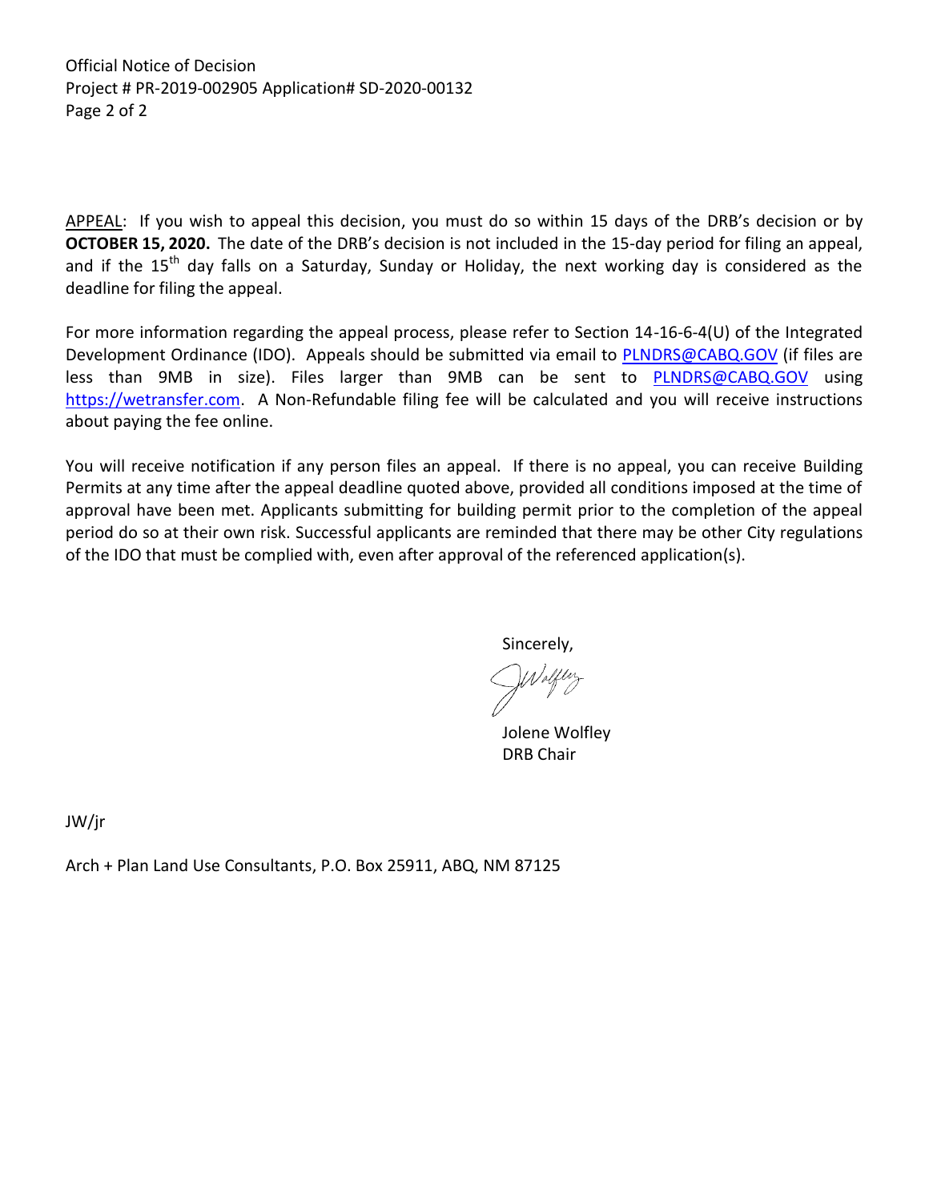APPEAL: If you wish to appeal this decision, you must do so within 15 days of the DRB's decision or by **OCTOBER 15, 2020.** The date of the DRB's decision is not included in the 15-day period for filing an appeal, and if the 15th day falls on a Saturday, Sunday or Holiday, the next working day is considered as the deadline for filing the appeal.

For more information regarding the appeal process, please refer to Section 14-16-6-4(U) of the Integrated Development Ordinance (IDO). Appeals should be submitted via email to PLNDRS@CABQ.GOV (if files are less than 9MB in size). Files larger than 9MB can be sent to PLNDRS@CABQ.GOV using https://wetransfer.com. A Non-Refundable filing fee will be calculated and you will receive instructions about paying the fee online.

You will receive notification if any person files an appeal. If there is no appeal, you can receive Building Permits at any time after the appeal deadline quoted above, provided all conditions imposed at the time of approval have been met. Applicants submitting for building permit prior to the completion of the appeal period do so at their own risk. Successful applicants are reminded that there may be other City regulations of the IDO that must be complied with, even after approval of the referenced application(s).

Sincerely,

Jolene Wolfley
DRB Chair

JW/jr

Arch + Plan Land Use Consultants, P.O. Box 25911, ABQ, NM 87125